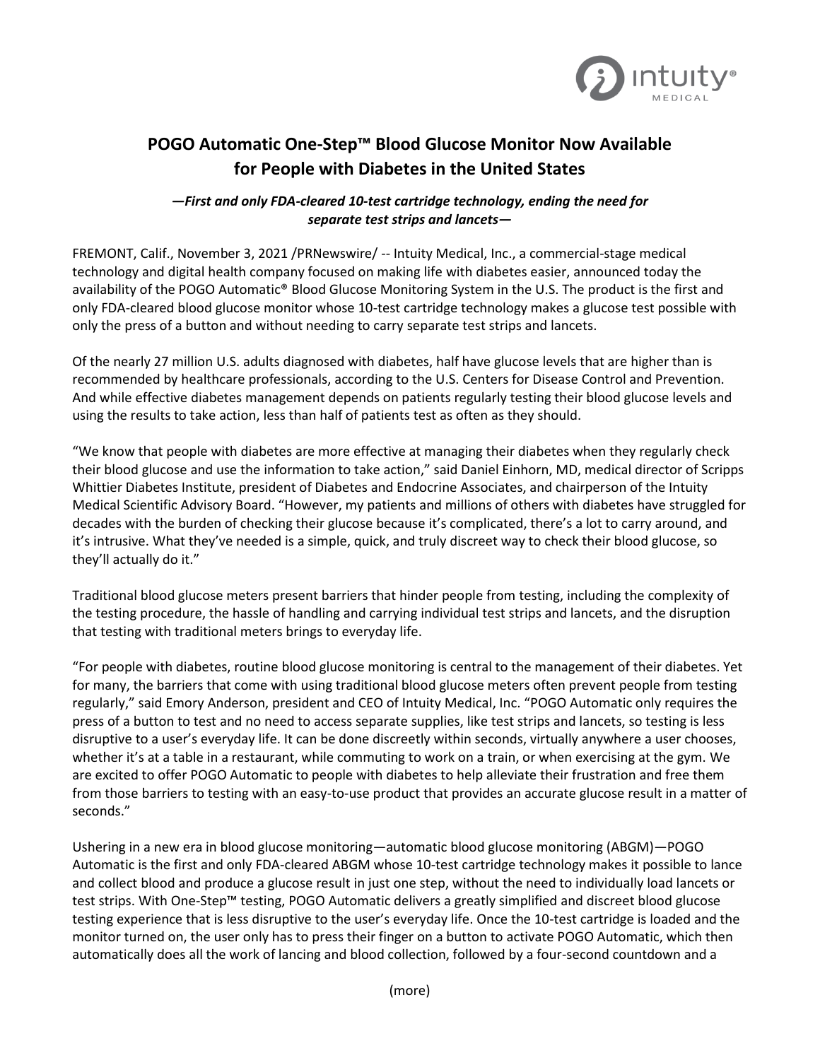# POGO Automatic One-Step™ Blood Glucose Monitor Now Available for People with Diabetes in the United States

***—First and only FDA-cleared 10-test cartridge technology, ending the need for separate test strips and lancets—***

FREMONT, Calif., November 3, 2021 /PRNewswire/ -- Intuity Medical, Inc., a commercial-stage medical technology and digital health company focused on making life with diabetes easier, announced today the availability of the POGO Automatic® Blood Glucose Monitoring System in the U.S. The product is the first and only FDA-cleared blood glucose monitor whose 10-test cartridge technology makes a glucose test possible with only the press of a button and without needing to carry separate test strips and lancets.

Of the nearly 27 million U.S. adults diagnosed with diabetes, half have glucose levels that are higher than is recommended by healthcare professionals, according to the U.S. Centers for Disease Control and Prevention. And while effective diabetes management depends on patients regularly testing their blood glucose levels and using the results to take action, less than half of patients test as often as they should.

"We know that people with diabetes are more effective at managing their diabetes when they regularly check their blood glucose and use the information to take action," said Daniel Einhorn, MD, medical director of Scripps Whittier Diabetes Institute, president of Diabetes and Endocrine Associates, and chairperson of the Intuity Medical Scientific Advisory Board. "However, my patients and millions of others with diabetes have struggled for decades with the burden of checking their glucose because it's complicated, there's a lot to carry around, and it's intrusive. What they've needed is a simple, quick, and truly discreet way to check their blood glucose, so they'll actually do it."

Traditional blood glucose meters present barriers that hinder people from testing, including the complexity of the testing procedure, the hassle of handling and carrying individual test strips and lancets, and the disruption that testing with traditional meters brings to everyday life.

"For people with diabetes, routine blood glucose monitoring is central to the management of their diabetes. Yet for many, the barriers that come with using traditional blood glucose meters often prevent people from testing regularly," said Emory Anderson, president and CEO of Intuity Medical, Inc. "POGO Automatic only requires the press of a button to test and no need to access separate supplies, like test strips and lancets, so testing is less disruptive to a user's everyday life. It can be done discreetly within seconds, virtually anywhere a user chooses, whether it's at a table in a restaurant, while commuting to work on a train, or when exercising at the gym. We are excited to offer POGO Automatic to people with diabetes to help alleviate their frustration and free them from those barriers to testing with an easy-to-use product that provides an accurate glucose result in a matter of seconds."

Ushering in a new era in blood glucose monitoring—automatic blood glucose monitoring (ABGM)—POGO Automatic is the first and only FDA-cleared ABGM whose 10-test cartridge technology makes it possible to lance and collect blood and produce a glucose result in just one step, without the need to individually load lancets or test strips. With One-Step™ testing, POGO Automatic delivers a greatly simplified and discreet blood glucose testing experience that is less disruptive to the user's everyday life. Once the 10-test cartridge is loaded and the monitor turned on, the user only has to press their finger on a button to activate POGO Automatic, which then automatically does all the work of lancing and blood collection, followed by a four-second countdown and a

(more)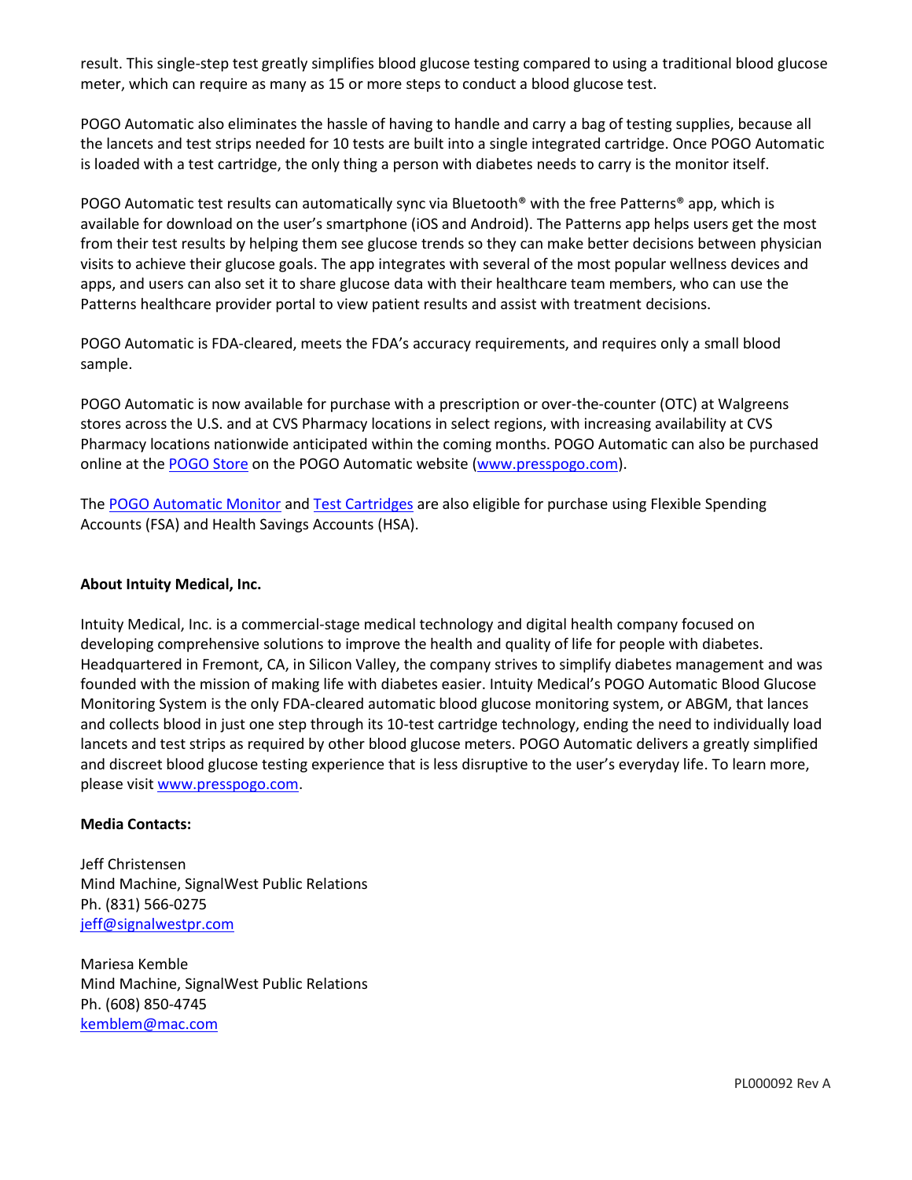result. This single-step test greatly simplifies blood glucose testing compared to using a traditional blood glucose meter, which can require as many as 15 or more steps to conduct a blood glucose test.

POGO Automatic also eliminates the hassle of having to handle and carry a bag of testing supplies, because all the lancets and test strips needed for 10 tests are built into a single integrated cartridge. Once POGO Automatic is loaded with a test cartridge, the only thing a person with diabetes needs to carry is the monitor itself.

POGO Automatic test results can automatically sync via Bluetooth® with the free Patterns® app, which is available for download on the user's smartphone (iOS and Android). The Patterns app helps users get the most from their test results by helping them see glucose trends so they can make better decisions between physician visits to achieve their glucose goals. The app integrates with several of the most popular wellness devices and apps, and users can also set it to share glucose data with their healthcare team members, who can use the Patterns healthcare provider portal to view patient results and assist with treatment decisions.

POGO Automatic is FDA-cleared, meets the FDA's accuracy requirements, and requires only a small blood sample.

POGO Automatic is now available for purchase with a prescription or over-the-counter (OTC) at Walgreens stores across the U.S. and at CVS Pharmacy locations in select regions, with increasing availability at CVS Pharmacy locations nationwide anticipated within the coming months. POGO Automatic can also be purchased online at the POGO Store on the POGO Automatic website (www.presspogo.com).

The POGO Automatic Monitor and Test Cartridges are also eligible for purchase using Flexible Spending Accounts (FSA) and Health Savings Accounts (HSA).

**About Intuity Medical, Inc.**

Intuity Medical, Inc. is a commercial-stage medical technology and digital health company focused on developing comprehensive solutions to improve the health and quality of life for people with diabetes. Headquartered in Fremont, CA, in Silicon Valley, the company strives to simplify diabetes management and was founded with the mission of making life with diabetes easier. Intuity Medical's POGO Automatic Blood Glucose Monitoring System is the only FDA-cleared automatic blood glucose monitoring system, or ABGM, that lances and collects blood in just one step through its 10-test cartridge technology, ending the need to individually load lancets and test strips as required by other blood glucose meters. POGO Automatic delivers a greatly simplified and discreet blood glucose testing experience that is less disruptive to the user's everyday life. To learn more, please visit www.presspogo.com.

**Media Contacts:**

Jeff Christensen
Mind Machine, SignalWest Public Relations
Ph. (831) 566-0275
jeff@signalwestpr.com

Mariesa Kemble
Mind Machine, SignalWest Public Relations
Ph. (608) 850-4745
kemblem@mac.com

PL000092 Rev A